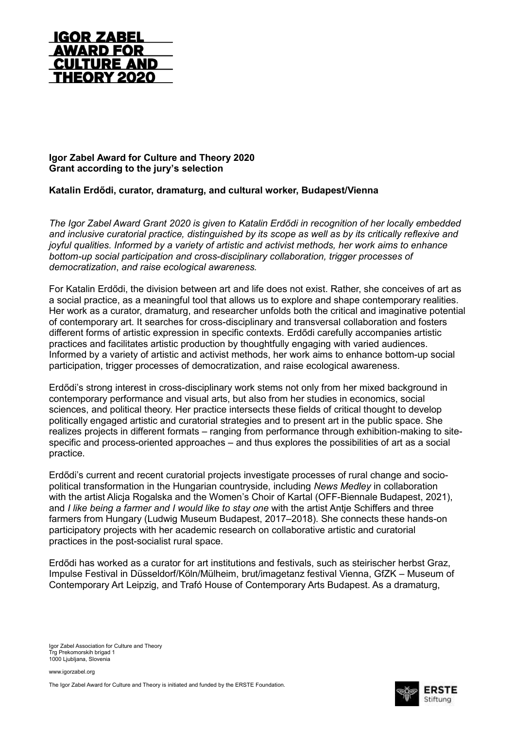# IGOR ZABEL AWARD FOR CULTURE AND THEORY 2020

**Igor Zabel Award for Culture and Theory 2020**
**Grant according to the jury's selection**

**Katalin Erdődi, curator, dramaturg, and cultural worker, Budapest/Vienna**

*The Igor Zabel Award Grant 2020 is given to Katalin Erdődi in recognition of her locally embedded and inclusive curatorial practice, distinguished by its scope as well as by its critically reflexive and joyful qualities. Informed by a variety of artistic and activist methods, her work aims to enhance bottom-up social participation and cross-disciplinary collaboration, trigger processes of democratization, and raise ecological awareness.*

For Katalin Erdődi, the division between art and life does not exist. Rather, she conceives of art as a social practice, as a meaningful tool that allows us to explore and shape contemporary realities. Her work as a curator, dramaturg, and researcher unfolds both the critical and imaginative potential of contemporary art. It searches for cross-disciplinary and transversal collaboration and fosters different forms of artistic expression in specific contexts. Erdődi carefully accompanies artistic practices and facilitates artistic production by thoughtfully engaging with varied audiences. Informed by a variety of artistic and activist methods, her work aims to enhance bottom-up social participation, trigger processes of democratization, and raise ecological awareness.

Erdődi's strong interest in cross-disciplinary work stems not only from her mixed background in contemporary performance and visual arts, but also from her studies in economics, social sciences, and political theory. Her practice intersects these fields of critical thought to develop politically engaged artistic and curatorial strategies and to present art in the public space. She realizes projects in different formats – ranging from performance through exhibition-making to site-specific and process-oriented approaches – and thus explores the possibilities of art as a social practice.

Erdődi's current and recent curatorial projects investigate processes of rural change and socio-political transformation in the Hungarian countryside, including *News Medley* in collaboration with the artist Alicja Rogalska and the Women's Choir of Kartal (OFF-Biennale Budapest, 2021), and *I like being a farmer and I would like to stay one* with the artist Antje Schiffers and three farmers from Hungary (Ludwig Museum Budapest, 2017–2018). She connects these hands-on participatory projects with her academic research on collaborative artistic and curatorial practices in the post-socialist rural space.

Erdődi has worked as a curator for art institutions and festivals, such as steirischer herbst Graz, Impulse Festival in Düsseldorf/Köln/Mülheim, brut/imagetanz festival Vienna, GfZK – Museum of Contemporary Art Leipzig, and Trafó House of Contemporary Arts Budapest. As a dramaturg,

Igor Zabel Association for Culture and Theory
Trg Prekomorskih brigad 1
1000 Ljubljana, Slovenia

www.igorzabel.org

The Igor Zabel Award for Culture and Theory is initiated and funded by the ERSTE Foundation.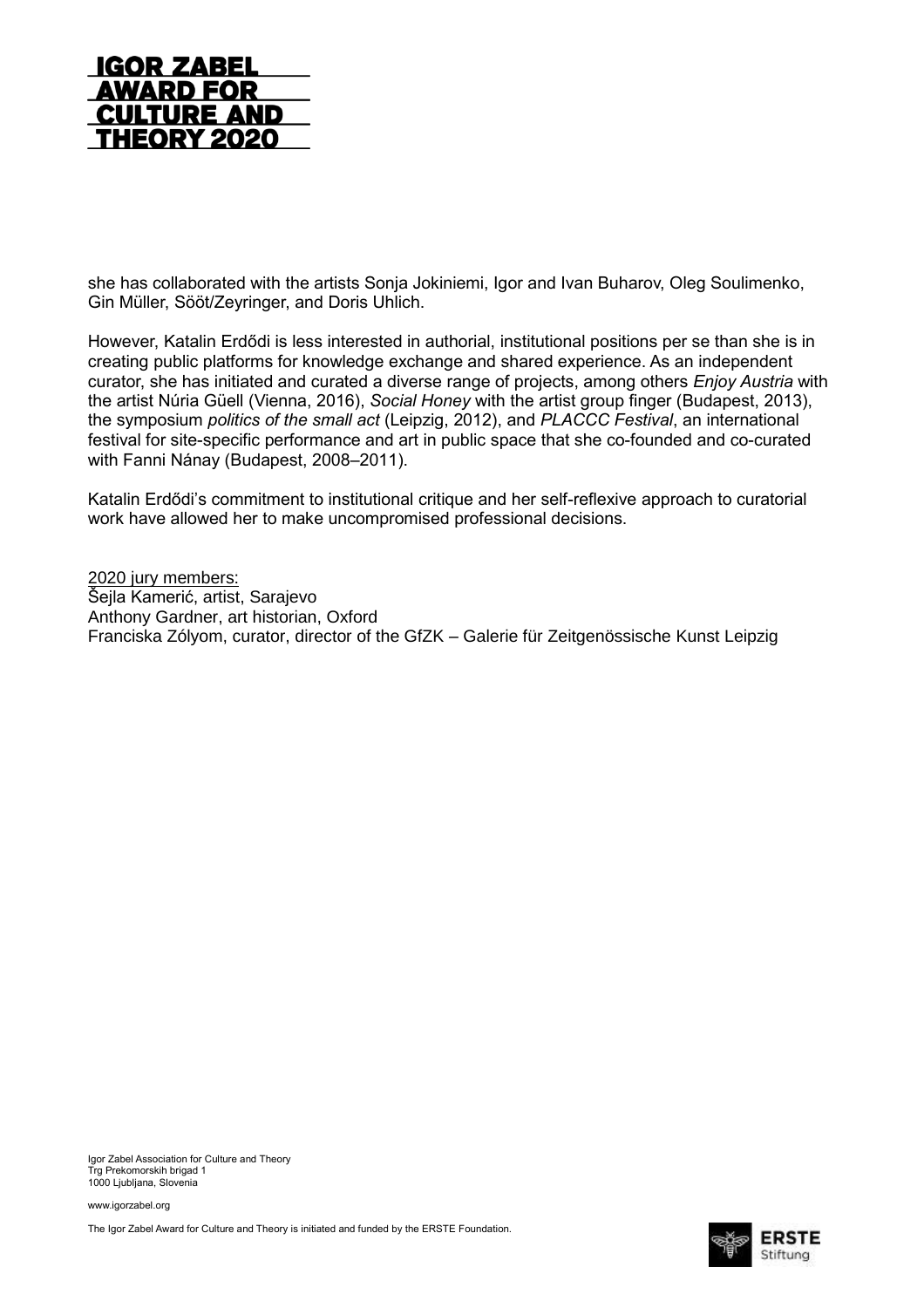she has collaborated with the artists Sonja Jokiniemi, Igor and Ivan Buharov, Oleg Soulimenko, Gin Müller, Lööt/Zeyringer, and Doris Uhlich.

However, Katalin Erdődi is less interested in authorial, institutional positions per se than she is in creating public platforms for knowledge exchange and shared experience. As an independent curator, she has initiated and curated a diverse range of projects, among others *Enjoy Austria* with the artist Núria Güell (Vienna, 2016), *Social Honey* with the artist group finger (Budapest, 2013), the symposium *politics of the small act* (Leipzig, 2012), and *PLACCC Festival*, an international festival for site-specific performance and art in public space that she co-founded and co-curated with Fanni Nánay (Budapest, 2008–2011).

Katalin Erdődi's commitment to institutional critique and her self-reflexive approach to curatorial work have allowed her to make uncompromised professional decisions.

2020 jury members:
Šejla Kamerić, artist, Sarajevo
Anthony Gardner, art historian, Oxford
Franciska Zólyom, curator, director of the GfZK – Galerie für Zeitgenössische Kunst Leipzig

Igor Zabel Association for Culture and Theory
Trg Prekomorskih brigad 1
1000 Ljubljana, Slovenia

www.igorzabel.org

The Igor Zabel Award for Culture and Theory is initiated and funded by the ERSTE Foundation.